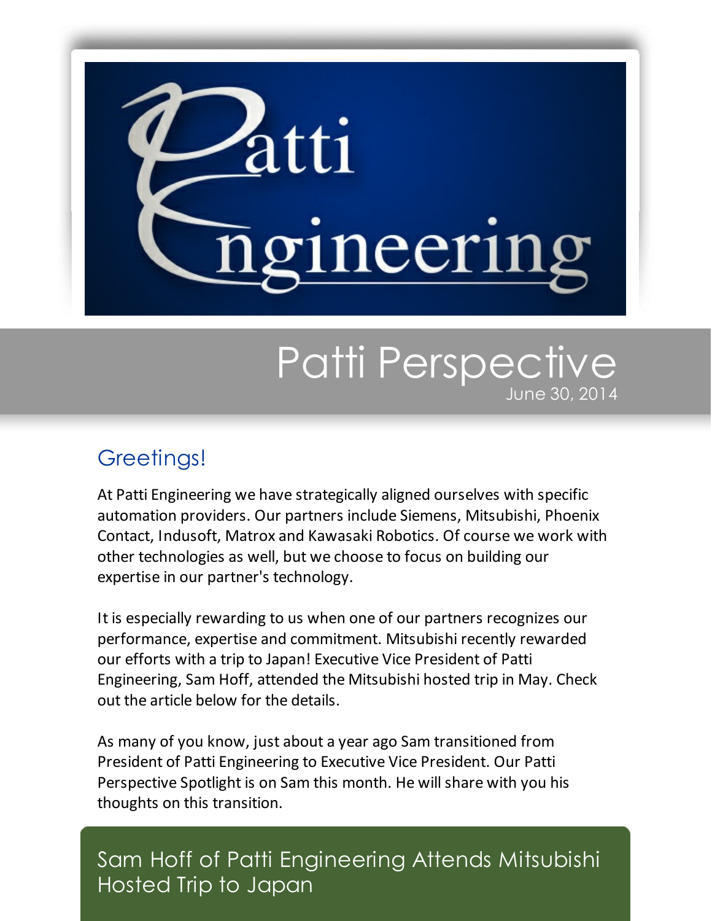# Patti Engineering

## Patti Perspective

June 30, 2014

## Greetings!

At Patti Engineering we have strategically aligned ourselves with specific automation providers. Our partners include Siemens, Mitsubishi, Phoenix Contact, Indusoft, Matrox and Kawasaki Robotics. Of course we work with other technologies as well, but we choose to focus on building our expertise in our partner's technology.

It is especially rewarding to us when one of our partners recognizes our performance, expertise and commitment. Mitsubishi recently rewarded our efforts with a trip to Japan! Executive Vice President of Patti Engineering, Sam Hoff, attended the Mitsubishi hosted trip in May. Check out the article below for the details.

As many of you know, just about a year ago Sam transitioned from President of Patti Engineering to Executive Vice President. Our Patti Perspective Spotlight is on Sam this month. He will share with you his thoughts on this transition.

## Sam Hoff of Patti Engineering Attends Mitsubishi Hosted Trip to Japan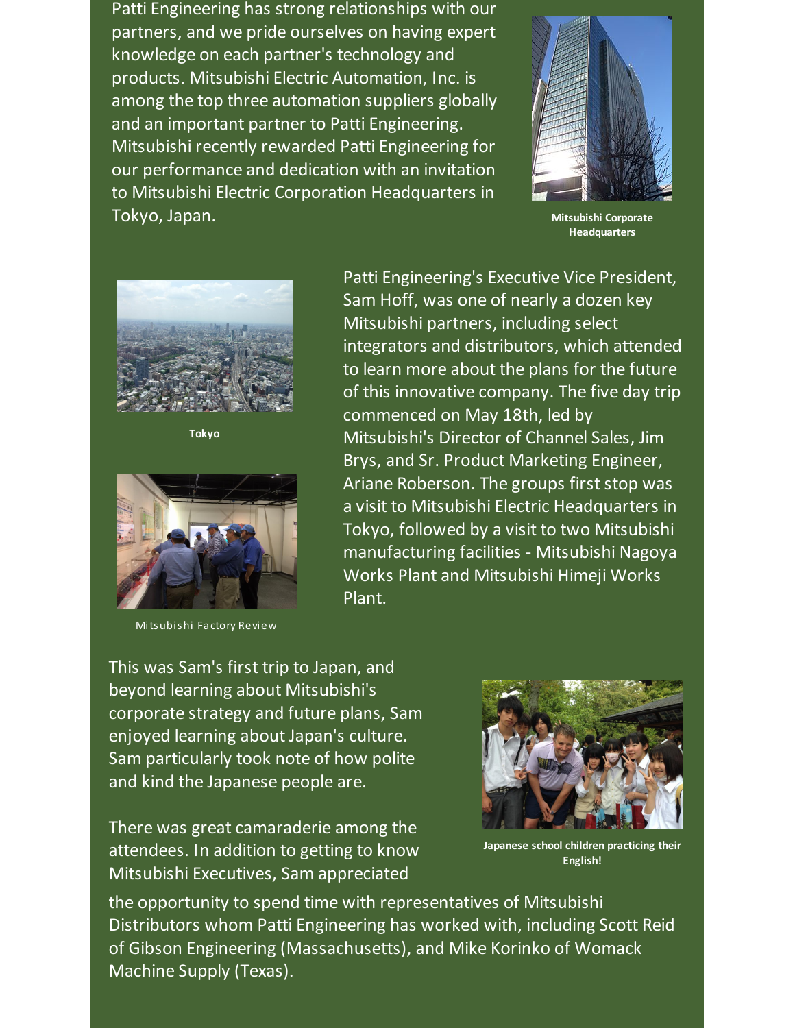Patti Engineering has strong relationships with our partners, and we pride ourselves on having expert knowledge on each partner's technology and products. Mitsubishi Electric Automation, Inc. is among the top three automation suppliers globally and an important partner to Patti Engineering. Mitsubishi recently rewarded Patti Engineering for our performance and dedication with an invitation to Mitsubishi Electric Corporation Headquarters in Tokyo, Japan.

**Mitsubishi Corporate Headquarters**

**Tokyo**

Mitsubishi Factory Review

Patti Engineering's Executive Vice President, Sam Hoff, was one of nearly a dozen key Mitsubishi partners, including select integrators and distributors, which attended to learn more about the plans for the future of this innovative company. The five day trip commenced on May 18th, led by Mitsubishi's Director of Channel Sales, Jim Brys, and Sr. Product Marketing Engineer, Ariane Roberson. The groups first stop was a visit to Mitsubishi Electric Headquarters in Tokyo, followed by a visit to two Mitsubishi manufacturing facilities - Mitsubishi Nagoya Works Plant and Mitsubishi Himeji Works Plant.

This was Sam's first trip to Japan, and beyond learning about Mitsubishi's corporate strategy and future plans, Sam enjoyed learning about Japan's culture. Sam particularly took note of how polite and kind the Japanese people are.

**Japanese school children practicing their English!**

There was great camaraderie among the attendees. In addition to getting to know Mitsubishi Executives, Sam appreciated the opportunity to spend time with representatives of Mitsubishi Distributors whom Patti Engineering has worked with, including Scott Reid of Gibson Engineering (Massachusetts), and Mike Korinko of Womack Machine Supply (Texas).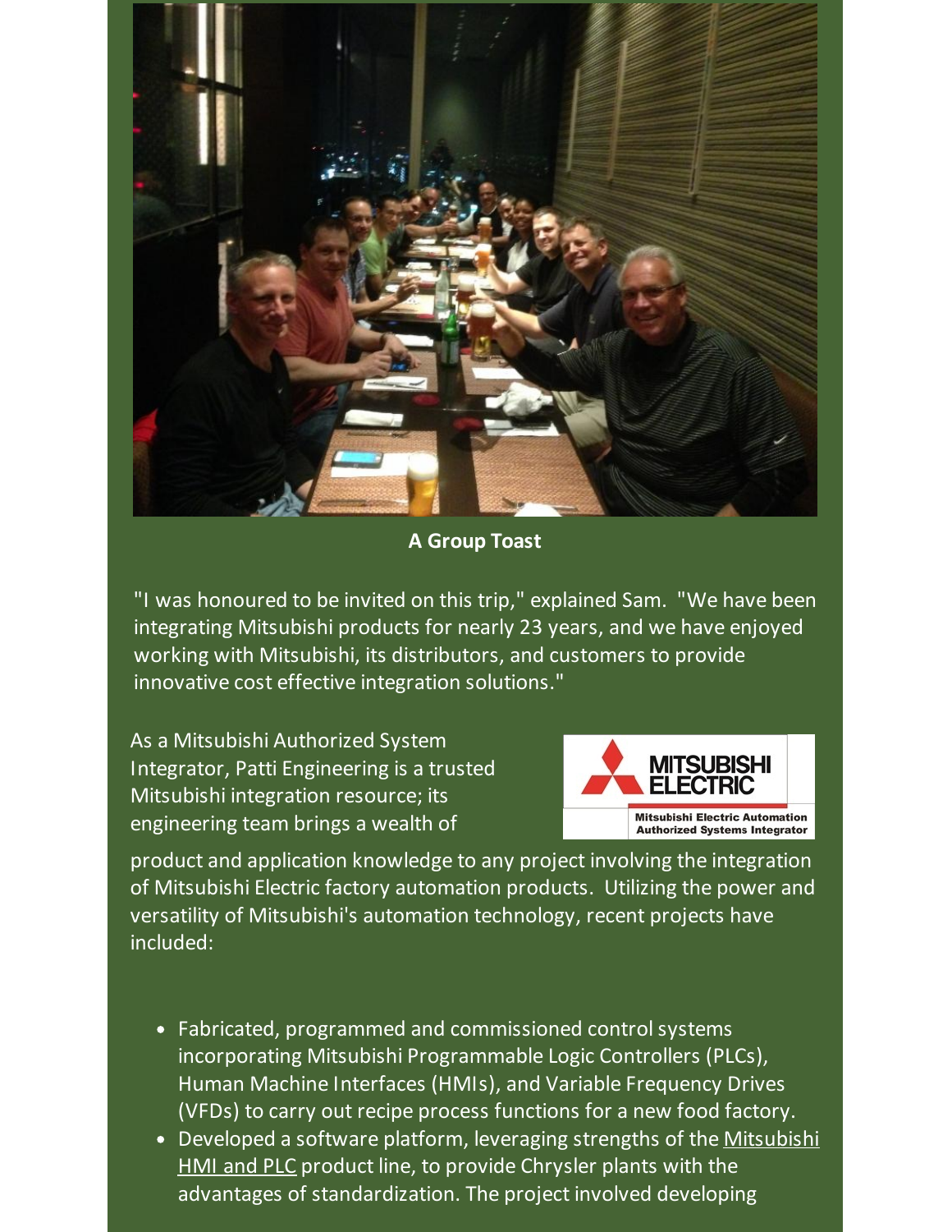**A Group Toast**

"I was honoured to be invited on this trip," explained Sam. "We have been integrating Mitsubishi products for nearly 23 years, and we have enjoyed working with Mitsubishi, its distributors, and customers to provide innovative cost effective integration solutions."

As a Mitsubishi Authorized System Integrator, Patti Engineering is a trusted Mitsubishi integration resource; its engineering team brings a wealth of product and application knowledge to any project involving the integration of Mitsubishi Electric factory automation products. Utilizing the power and versatility of Mitsubishi's automation technology, recent projects have included:

- Fabricated, programmed and commissioned control systems incorporating Mitsubishi Programmable Logic Controllers (PLCs), Human Machine Interfaces (HMIs), and Variable Frequency Drives (VFDs) to carry out recipe process functions for a new food factory.
- Developed a software platform, leveraging strengths of the Mitsubishi HMI and PLC product line, to provide Chrysler plants with the advantages of standardization. The project involved developing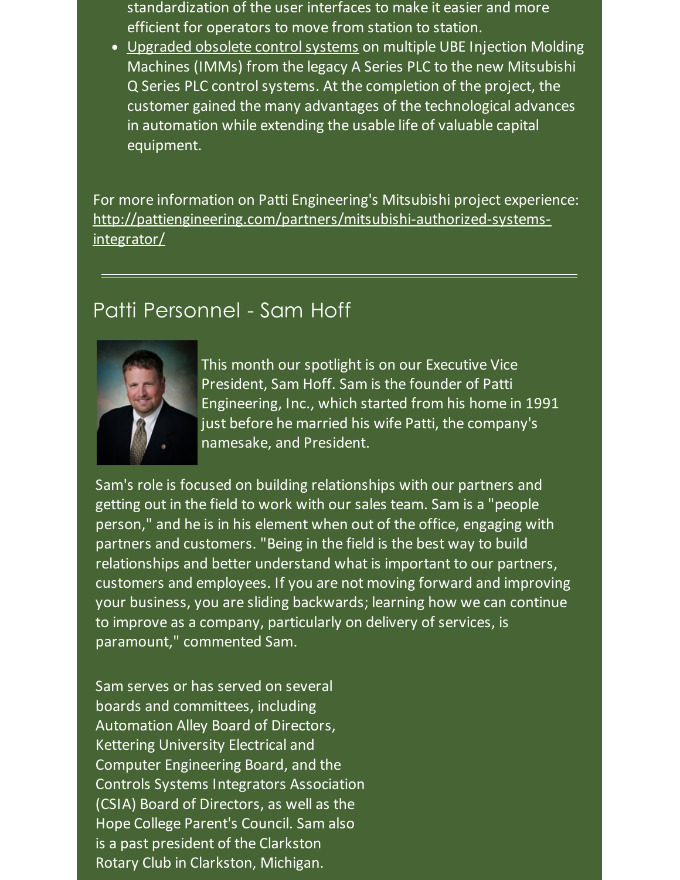standardization of the user interfaces to make it easier and more efficient for operators to move from station to station.

- Upgraded obsolete control systems on multiple UBE Injection Molding Machines (IMMs) from the legacy A Series PLC to the new Mitsubishi Q Series PLC control systems. At the completion of the project, the customer gained the many advantages of the technological advances in automation while extending the usable life of valuable capital equipment.

For more information on Patti Engineering's Mitsubishi project experience: http://pattiengineering.com/partners/mitsubishi-authorized-systems-integrator/

---

## Patti Personnel - Sam Hoff

This month our spotlight is on our Executive Vice President, Sam Hoff. Sam is the founder of Patti Engineering, Inc., which started from his home in 1991 just before he married his wife Patti, the company's namesake, and President.

Sam's role is focused on building relationships with our partners and getting out in the field to work with our sales team. Sam is a "people person," and he is in his element when out of the office, engaging with partners and customers. "Being in the field is the best way to build relationships and better understand what is important to our partners, customers and employees. If you are not moving forward and improving your business, you are sliding backwards; learning how we can continue to improve as a company, particularly on delivery of services, is paramount," commented Sam.

Sam serves or has served on several boards and committees, including Automation Alley Board of Directors, Kettering University Electrical and Computer Engineering Board, and the Controls Systems Integrators Association (CSIA) Board of Directors, as well as the Hope College Parent's Council. Sam also is a past president of the Clarkston Rotary Club in Clarkston, Michigan.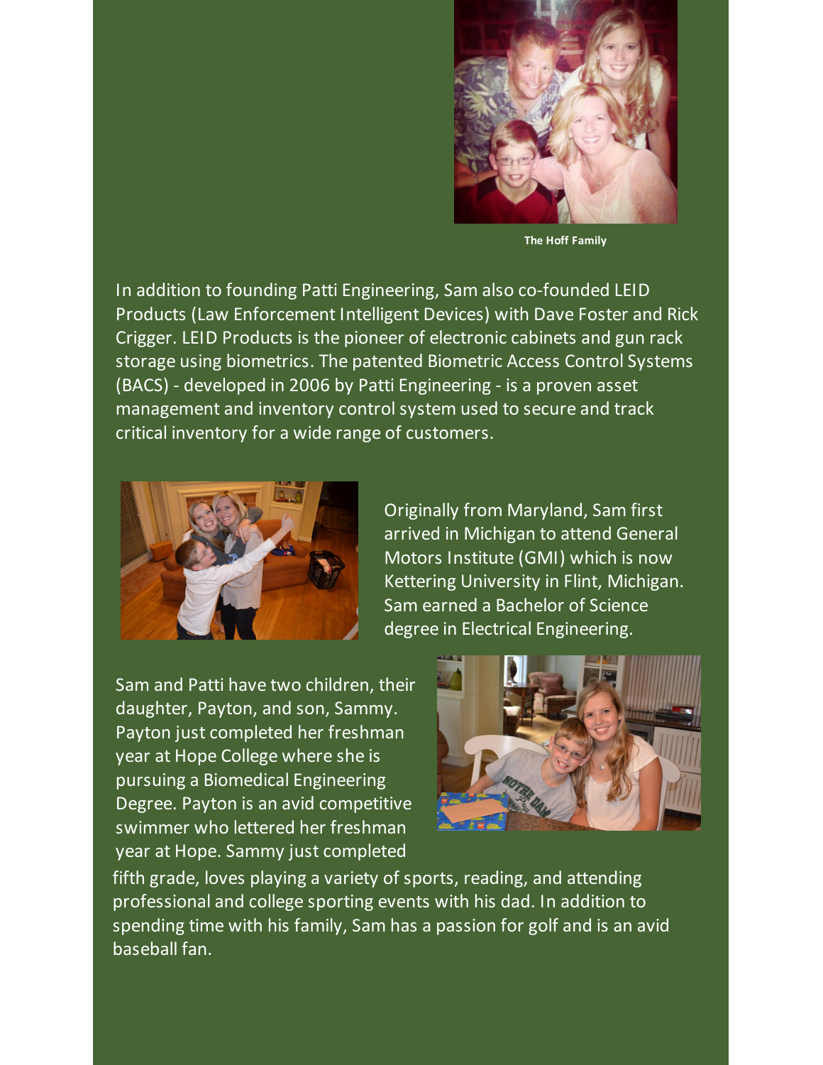The Hoff Family

In addition to founding Patti Engineering, Sam also co-founded LEID Products (Law Enforcement Intelligent Devices) with Dave Foster and Rick Crigger. LEID Products is the pioneer of electronic cabinets and gun rack storage using biometrics. The patented Biometric Access Control Systems (BACS) - developed in 2006 by Patti Engineering - is a proven asset management and inventory control system used to secure and track critical inventory for a wide range of customers.

Originally from Maryland, Sam first arrived in Michigan to attend General Motors Institute (GMI) which is now Kettering University in Flint, Michigan. Sam earned a Bachelor of Science degree in Electrical Engineering.

Sam and Patti have two children, their daughter, Payton, and son, Sammy. Payton just completed her freshman year at Hope College where she is pursuing a Biomedical Engineering Degree. Payton is an avid competitive swimmer who lettered her freshman year at Hope. Sammy just completed fifth grade, loves playing a variety of sports, reading, and attending professional and college sporting events with his dad. In addition to spending time with his family, Sam has a passion for golf and is an avid baseball fan.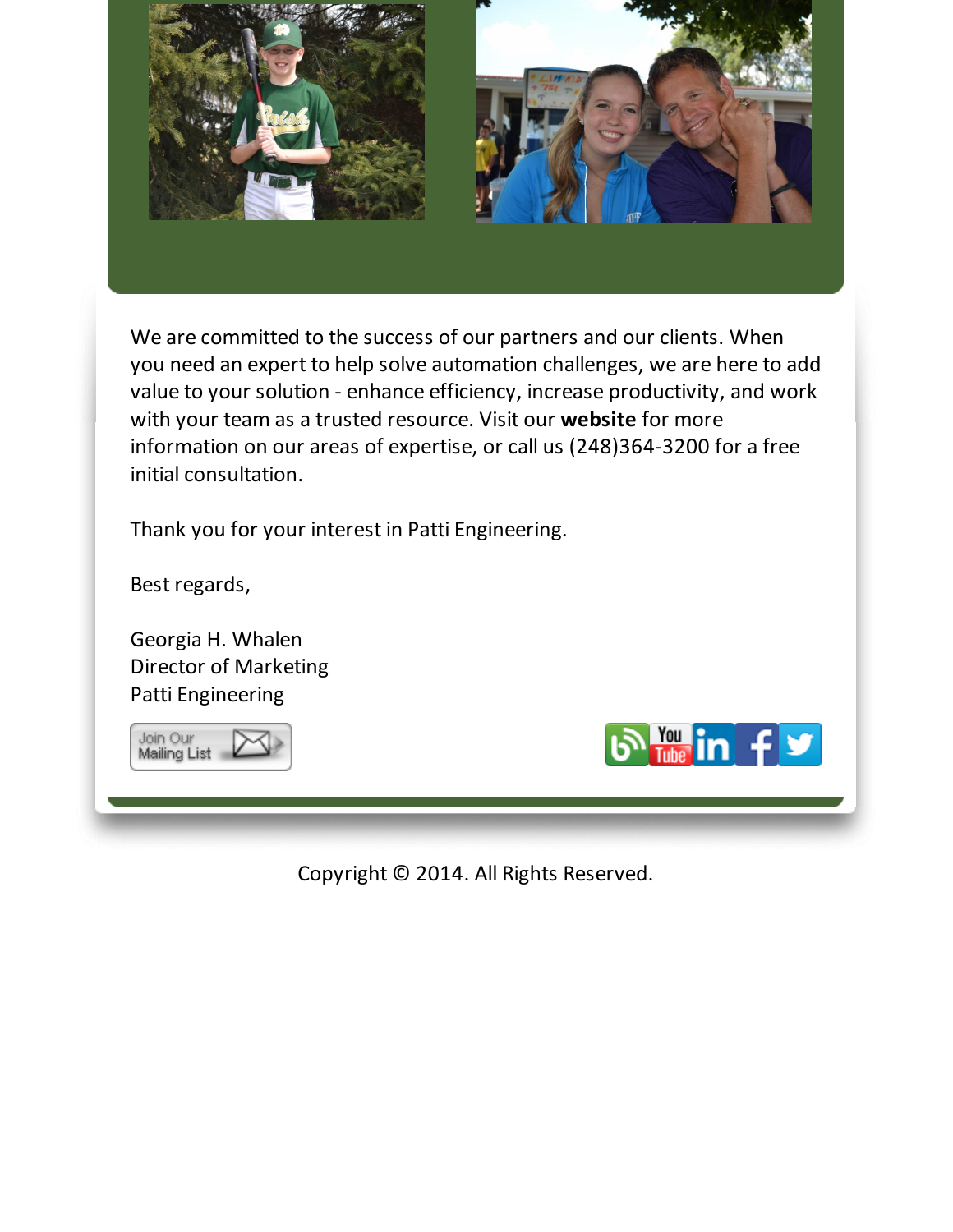We are committed to the success of our partners and our clients. When you need an expert to help solve automation challenges, we are here to add value to your solution - enhance efficiency, increase productivity, and work with your team as a trusted resource. Visit our **website** for more information on our areas of expertise, or call us (248)364-3200 for a free initial consultation.

Thank you for your interest in Patti Engineering.

Best regards,

Georgia H. Whalen
Director of Marketing
Patti Engineering

Join Our Mailing List

Copyright © 2014. All Rights Reserved.